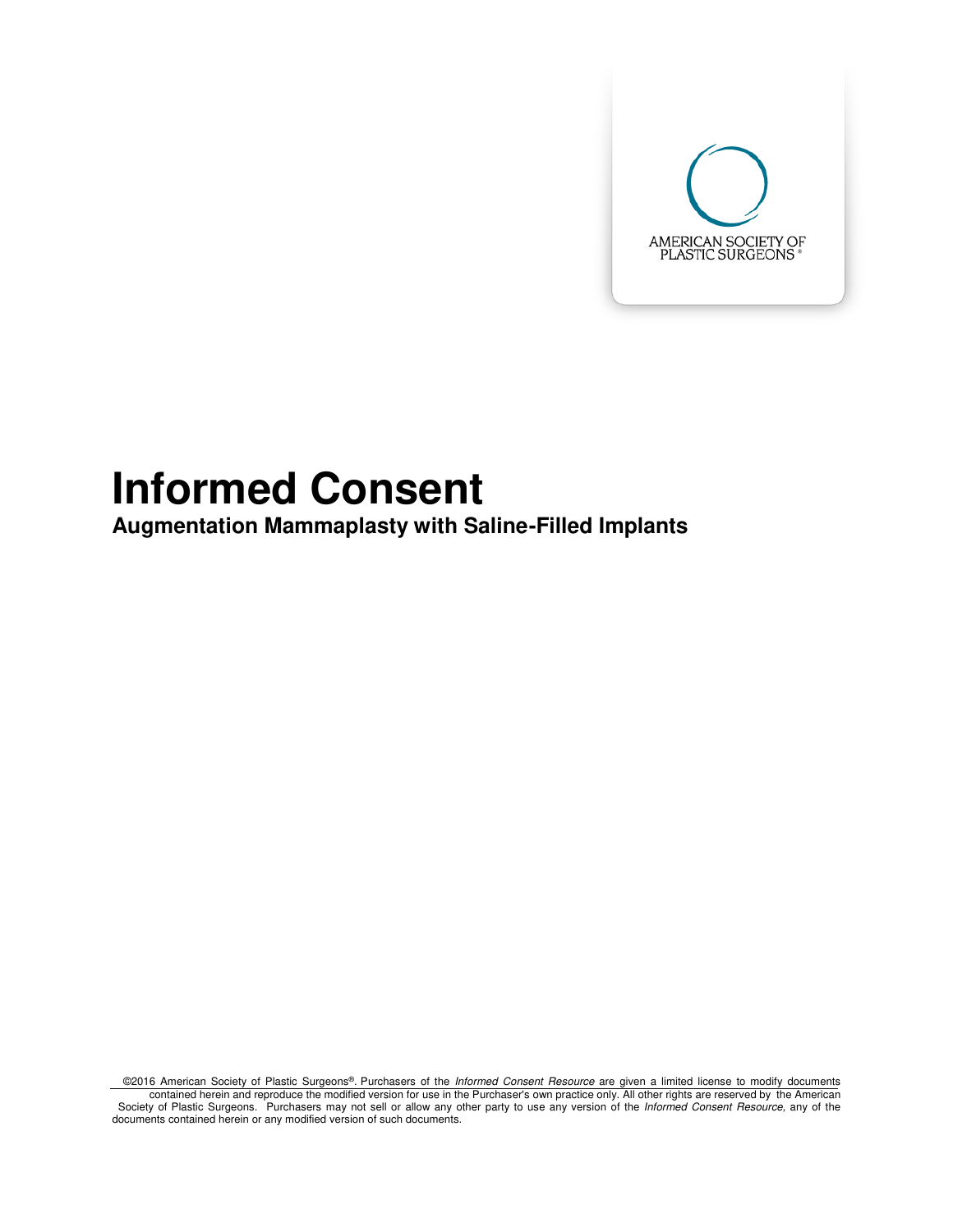AMERICAN SOCIETY OF PLASTIC SURGEONS®

# Informed Consent

## Augmentation Mammaplasty with Saline-Filled Implants

©2016 American Society of Plastic Surgeons®. Purchasers of the *Informed Consent Resource* are given a limited license to modify documents contained herein and reproduce the modified version for use in the Purchaser's own practice only. All other rights are reserved by the American Society of Plastic Surgeons. Purchasers may not sell or allow any other party to use any version of the *Informed Consent Resource,* any of the documents contained herein or any modified version of such documents.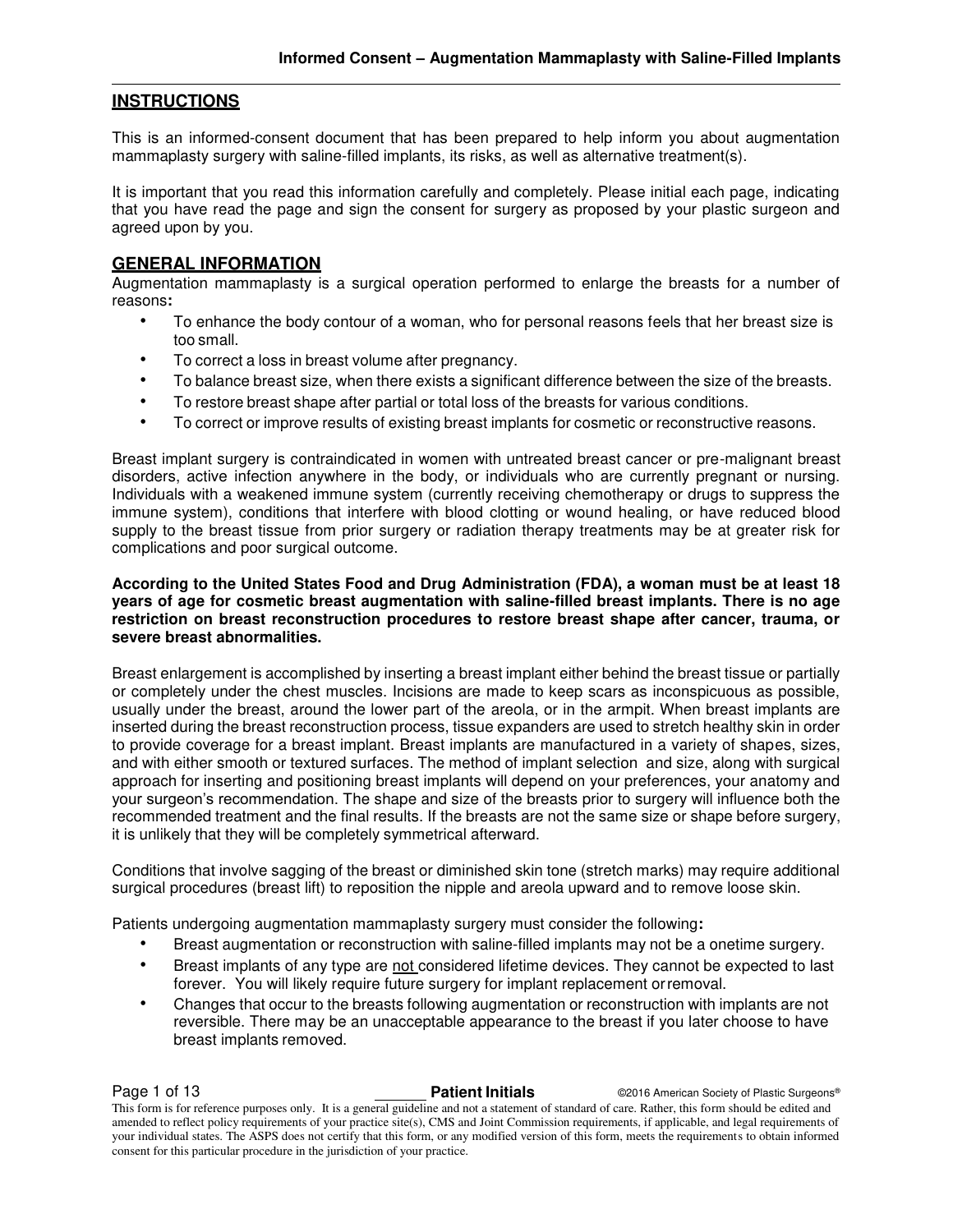## INSTRUCTIONS

This is an informed-consent document that has been prepared to help inform you about augmentation mammaplasty surgery with saline-filled implants, its risks, as well as alternative treatment(s).

It is important that you read this information carefully and completely. Please initial each page, indicating that you have read the page and sign the consent for surgery as proposed by your plastic surgeon and agreed upon by you.

## GENERAL INFORMATION

Augmentation mammaplasty is a surgical operation performed to enlarge the breasts for a number of reasons**:**

- To enhance the body contour of a woman, who for personal reasons feels that her breast size is too small.
- To correct a loss in breast volume after pregnancy.
- To balance breast size, when there exists a significant difference between the size of the breasts.
- To restore breast shape after partial or total loss of the breasts for various conditions.
- To correct or improve results of existing breast implants for cosmetic or reconstructive reasons.

Breast implant surgery is contraindicated in women with untreated breast cancer or pre-malignant breast disorders, active infection anywhere in the body, or individuals who are currently pregnant or nursing. Individuals with a weakened immune system (currently receiving chemotherapy or drugs to suppress the immune system), conditions that interfere with blood clotting or wound healing, or have reduced blood supply to the breast tissue from prior surgery or radiation therapy treatments may be at greater risk for complications and poor surgical outcome.

**According to the United States Food and Drug Administration (FDA), a woman must be at least 18 years of age for cosmetic breast augmentation with saline-filled breast implants. There is no age restriction on breast reconstruction procedures to restore breast shape after cancer, trauma, or severe breast abnormalities.**

Breast enlargement is accomplished by inserting a breast implant either behind the breast tissue or partially or completely under the chest muscles. Incisions are made to keep scars as inconspicuous as possible, usually under the breast, around the lower part of the areola, or in the armpit. When breast implants are inserted during the breast reconstruction process, tissue expanders are used to stretch healthy skin in order to provide coverage for a breast implant. Breast implants are manufactured in a variety of shapes, sizes, and with either smooth or textured surfaces. The method of implant selection and size, along with surgical approach for inserting and positioning breast implants will depend on your preferences, your anatomy and your surgeon's recommendation. The shape and size of the breasts prior to surgery will influence both the recommended treatment and the final results. If the breasts are not the same size or shape before surgery, it is unlikely that they will be completely symmetrical afterward.

Conditions that involve sagging of the breast or diminished skin tone (stretch marks) may require additional surgical procedures (breast lift) to reposition the nipple and areola upward and to remove loose skin.

Patients undergoing augmentation mammaplasty surgery must consider the following**:**

- Breast augmentation or reconstruction with saline-filled implants may not be a onetime surgery.
- Breast implants of any type are <u>not</u> considered lifetime devices. They cannot be expected to last forever. You will likely require future surgery for implant replacement or removal.
- Changes that occur to the breasts following augmentation or reconstruction with implants are not reversible. There may be an unacceptable appearance to the breast if you later choose to have breast implants removed.

This form is for reference purposes only. It is a general guideline and not a statement of standard of care. Rather, this form should be edited and amended to reflect policy requirements of your practice site(s), CMS and Joint Commission requirements, if applicable, and legal requirements of your individual states. The ASPS does not certify that this form, or any modified version of this form, meets the requirements to obtain informed consent for this particular procedure in the jurisdiction of your practice.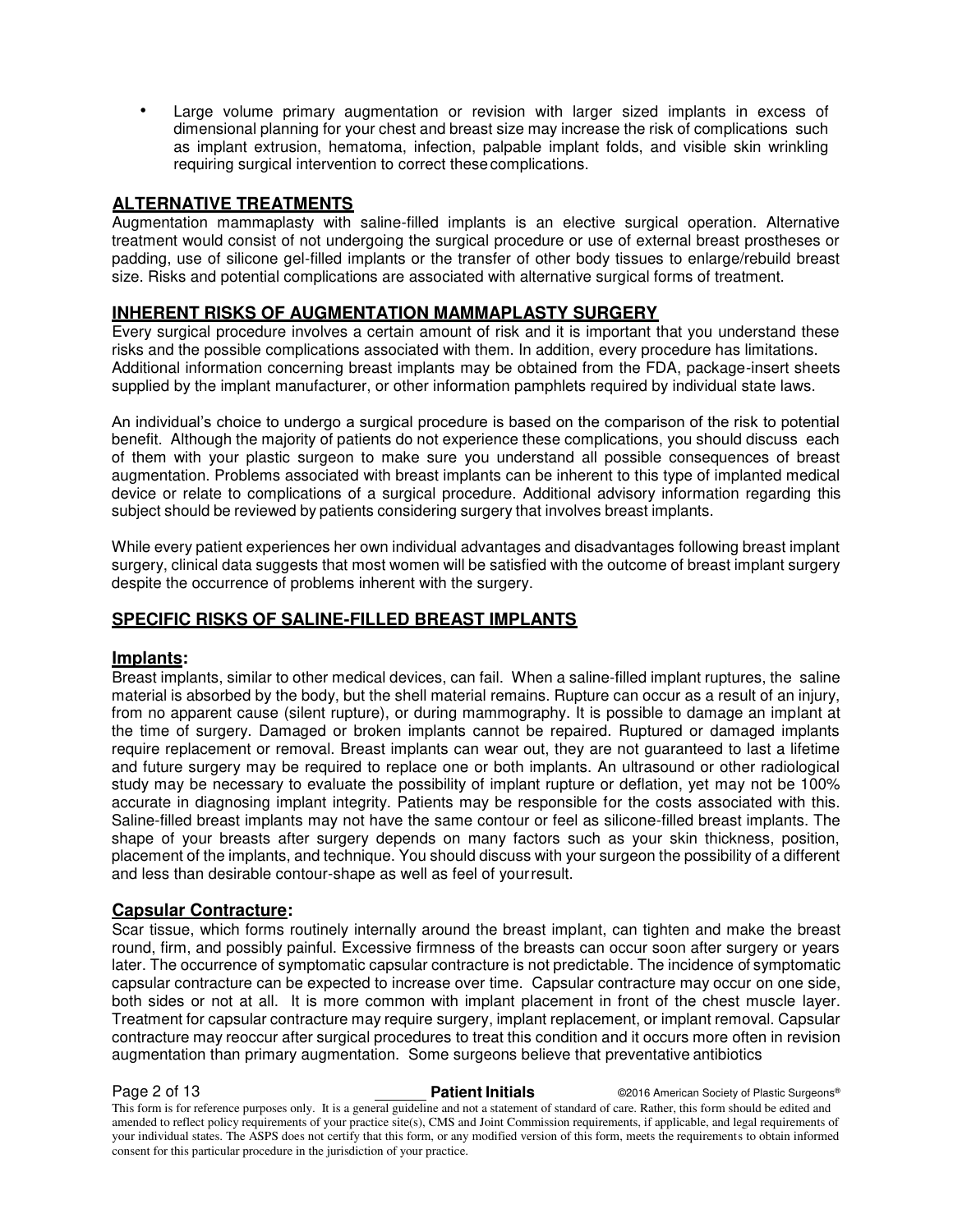- Large volume primary augmentation or revision with larger sized implants in excess of dimensional planning for your chest and breast size may increase the risk of complications such as implant extrusion, hematoma, infection, palpable implant folds, and visible skin wrinkling requiring surgical intervention to correct these complications.

## ALTERNATIVE TREATMENTS

Augmentation mammaplasty with saline-filled implants is an elective surgical operation. Alternative treatment would consist of not undergoing the surgical procedure or use of external breast prostheses or padding, use of silicone gel-filled implants or the transfer of other body tissues to enlarge/rebuild breast size. Risks and potential complications are associated with alternative surgical forms of treatment.

## INHERENT RISKS OF AUGMENTATION MAMMAPLASTY SURGERY

Every surgical procedure involves a certain amount of risk and it is important that you understand these risks and the possible complications associated with them. In addition, every procedure has limitations. Additional information concerning breast implants may be obtained from the FDA, package-insert sheets supplied by the implant manufacturer, or other information pamphlets required by individual state laws.

An individual's choice to undergo a surgical procedure is based on the comparison of the risk to potential benefit. Although the majority of patients do not experience these complications, you should discuss each of them with your plastic surgeon to make sure you understand all possible consequences of breast augmentation. Problems associated with breast implants can be inherent to this type of implanted medical device or relate to complications of a surgical procedure. Additional advisory information regarding this subject should be reviewed by patients considering surgery that involves breast implants.

While every patient experiences her own individual advantages and disadvantages following breast implant surgery, clinical data suggests that most women will be satisfied with the outcome of breast implant surgery despite the occurrence of problems inherent with the surgery.

## SPECIFIC RISKS OF SALINE-FILLED BREAST IMPLANTS

### Implants:

Breast implants, similar to other medical devices, can fail. When a saline-filled implant ruptures, the saline material is absorbed by the body, but the shell material remains. Rupture can occur as a result of an injury, from no apparent cause (silent rupture), or during mammography. It is possible to damage an implant at the time of surgery. Damaged or broken implants cannot be repaired. Ruptured or damaged implants require replacement or removal. Breast implants can wear out, they are not guaranteed to last a lifetime and future surgery may be required to replace one or both implants. An ultrasound or other radiological study may be necessary to evaluate the possibility of implant rupture or deflation, yet may not be 100% accurate in diagnosing implant integrity. Patients may be responsible for the costs associated with this. Saline-filled breast implants may not have the same contour or feel as silicone-filled breast implants. The shape of your breasts after surgery depends on many factors such as your skin thickness, position, placement of the implants, and technique. You should discuss with your surgeon the possibility of a different and less than desirable contour-shape as well as feel of your result.

### Capsular Contracture:

Scar tissue, which forms routinely internally around the breast implant, can tighten and make the breast round, firm, and possibly painful. Excessive firmness of the breasts can occur soon after surgery or years later. The occurrence of symptomatic capsular contracture is not predictable. The incidence of symptomatic capsular contracture can be expected to increase over time. Capsular contracture may occur on one side, both sides or not at all. It is more common with implant placement in front of the chest muscle layer. Treatment for capsular contracture may require surgery, implant replacement, or implant removal. Capsular contracture may reoccur after surgical procedures to treat this condition and it occurs more often in revision augmentation than primary augmentation. Some surgeons believe that preventative antibiotics

______ **Patient Initials**

This form is for reference purposes only. It is a general guideline and not a statement of standard of care. Rather, this form should be edited and amended to reflect policy requirements of your practice site(s), CMS and Joint Commission requirements, if applicable, and legal requirements of your individual states. The ASPS does not certify that this form, or any modified version of this form, meets the requirements to obtain informed consent for this particular procedure in the jurisdiction of your practice.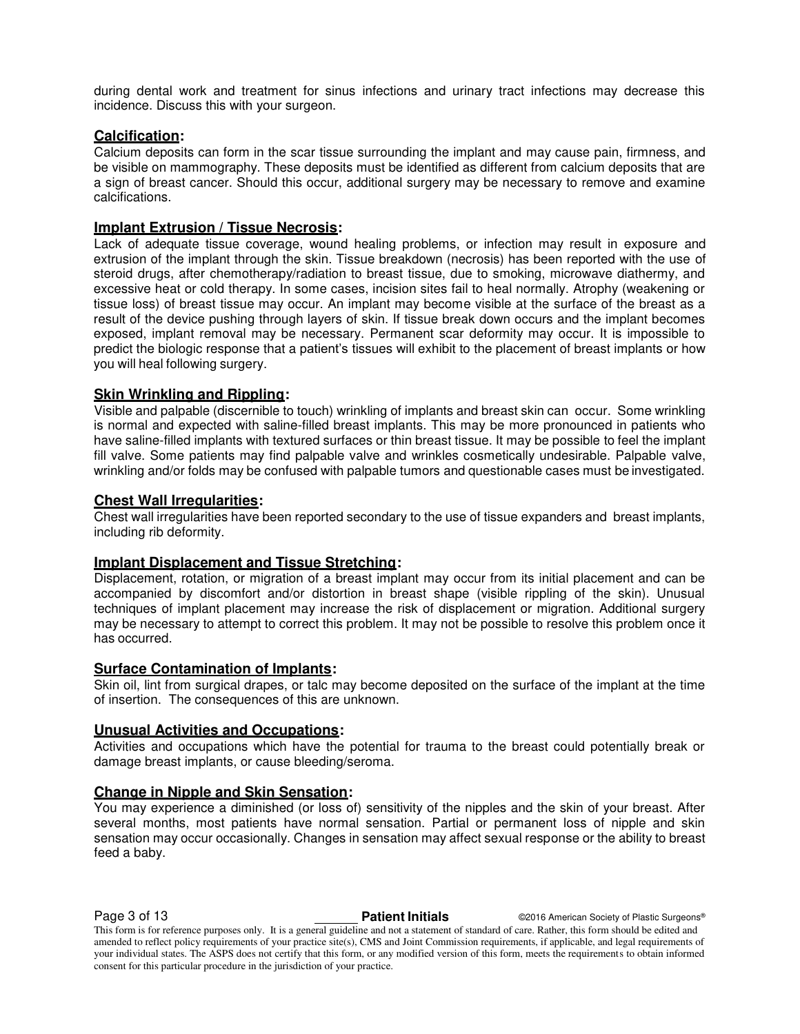during dental work and treatment for sinus infections and urinary tract infections may decrease this incidence. Discuss this with your surgeon.

### Calcification:

Calcium deposits can form in the scar tissue surrounding the implant and may cause pain, firmness, and be visible on mammography. These deposits must be identified as different from calcium deposits that are a sign of breast cancer. Should this occur, additional surgery may be necessary to remove and examine calcifications.

### Implant Extrusion / Tissue Necrosis:

Lack of adequate tissue coverage, wound healing problems, or infection may result in exposure and extrusion of the implant through the skin. Tissue breakdown (necrosis) has been reported with the use of steroid drugs, after chemotherapy/radiation to breast tissue, due to smoking, microwave diathermy, and excessive heat or cold therapy. In some cases, incision sites fail to heal normally. Atrophy (weakening or tissue loss) of breast tissue may occur. An implant may become visible at the surface of the breast as a result of the device pushing through layers of skin. If tissue break down occurs and the implant becomes exposed, implant removal may be necessary. Permanent scar deformity may occur. It is impossible to predict the biologic response that a patient's tissues will exhibit to the placement of breast implants or how you will heal following surgery.

### Skin Wrinkling and Rippling:

Visible and palpable (discernible to touch) wrinkling of implants and breast skin can occur. Some wrinkling is normal and expected with saline-filled breast implants. This may be more pronounced in patients who have saline-filled implants with textured surfaces or thin breast tissue. It may be possible to feel the implant fill valve. Some patients may find palpable valve and wrinkles cosmetically undesirable. Palpable valve, wrinkling and/or folds may be confused with palpable tumors and questionable cases must be investigated.

### Chest Wall Irregularities:

Chest wall irregularities have been reported secondary to the use of tissue expanders and breast implants, including rib deformity.

### Implant Displacement and Tissue Stretching:

Displacement, rotation, or migration of a breast implant may occur from its initial placement and can be accompanied by discomfort and/or distortion in breast shape (visible rippling of the skin). Unusual techniques of implant placement may increase the risk of displacement or migration. Additional surgery may be necessary to attempt to correct this problem. It may not be possible to resolve this problem once it has occurred.

### Surface Contamination of Implants:

Skin oil, lint from surgical drapes, or talc may become deposited on the surface of the implant at the time of insertion. The consequences of this are unknown.

### Unusual Activities and Occupations:

Activities and occupations which have the potential for trauma to the breast could potentially break or damage breast implants, or cause bleeding/seroma.

### Change in Nipple and Skin Sensation:

You may experience a diminished (or loss of) sensitivity of the nipples and the skin of your breast. After several months, most patients have normal sensation. Partial or permanent loss of nipple and skin sensation may occur occasionally. Changes in sensation may affect sexual response or the ability to breast feed a baby.

______ **Patient Initials**

This form is for reference purposes only. It is a general guideline and not a statement of standard of care. Rather, this form should be edited and amended to reflect policy requirements of your practice site(s), CMS and Joint Commission requirements, if applicable, and legal requirements of your individual states. The ASPS does not certify that this form, or any modified version of this form, meets the requirements to obtain informed consent for this particular procedure in the jurisdiction of your practice.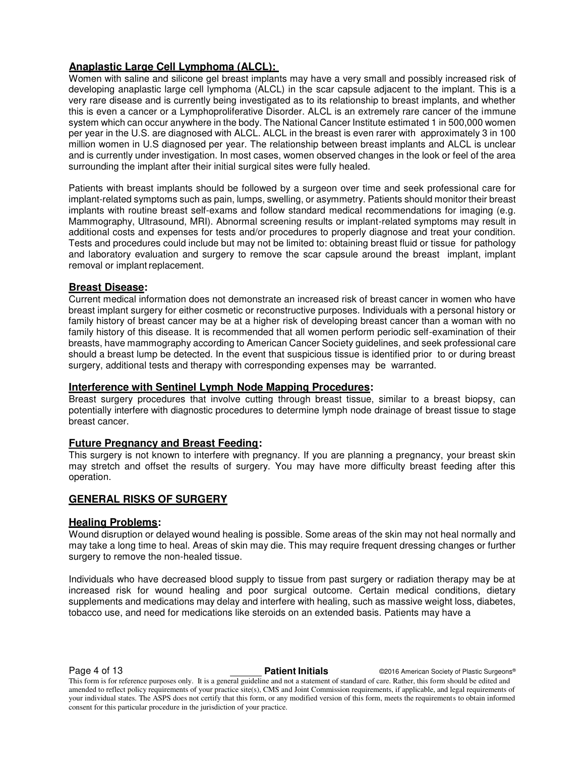### **Anaplastic Large Cell Lymphoma (ALCL):**

Women with saline and silicone gel breast implants may have a very small and possibly increased risk of developing anaplastic large cell lymphoma (ALCL) in the scar capsule adjacent to the implant. This is a very rare disease and is currently being investigated as to its relationship to breast implants, and whether this is even a cancer or a Lymphoproliferative Disorder. ALCL is an extremely rare cancer of the immune system which can occur anywhere in the body. The National Cancer Institute estimated 1 in 500,000 women per year in the U.S. are diagnosed with ALCL. ALCL in the breast is even rarer with approximately 3 in 100 million women in U.S diagnosed per year. The relationship between breast implants and ALCL is unclear and is currently under investigation. In most cases, women observed changes in the look or feel of the area surrounding the implant after their initial surgical sites were fully healed.

Patients with breast implants should be followed by a surgeon over time and seek professional care for implant-related symptoms such as pain, lumps, swelling, or asymmetry. Patients should monitor their breast implants with routine breast self-exams and follow standard medical recommendations for imaging (e.g. Mammography, Ultrasound, MRI). Abnormal screening results or implant-related symptoms may result in additional costs and expenses for tests and/or procedures to properly diagnose and treat your condition. Tests and procedures could include but may not be limited to: obtaining breast fluid or tissue for pathology and laboratory evaluation and surgery to remove the scar capsule around the breast implant, implant removal or implant replacement.

### **Breast Disease:**

Current medical information does not demonstrate an increased risk of breast cancer in women who have breast implant surgery for either cosmetic or reconstructive purposes. Individuals with a personal history or family history of breast cancer may be at a higher risk of developing breast cancer than a woman with no family history of this disease. It is recommended that all women perform periodic self-examination of their breasts, have mammography according to American Cancer Society guidelines, and seek professional care should a breast lump be detected. In the event that suspicious tissue is identified prior to or during breast surgery, additional tests and therapy with corresponding expenses may be warranted.

### **Interference with Sentinel Lymph Node Mapping Procedures:**

Breast surgery procedures that involve cutting through breast tissue, similar to a breast biopsy, can potentially interfere with diagnostic procedures to determine lymph node drainage of breast tissue to stage breast cancer.

### **Future Pregnancy and Breast Feeding:**

This surgery is not known to interfere with pregnancy. If you are planning a pregnancy, your breast skin may stretch and offset the results of surgery. You may have more difficulty breast feeding after this operation.

## **GENERAL RISKS OF SURGERY**

### **Healing Problems:**

Wound disruption or delayed wound healing is possible. Some areas of the skin may not heal normally and may take a long time to heal. Areas of skin may die. This may require frequent dressing changes or further surgery to remove the non-healed tissue.

Individuals who have decreased blood supply to tissue from past surgery or radiation therapy may be at increased risk for wound healing and poor surgical outcome. Certain medical conditions, dietary supplements and medications may delay and interfere with healing, such as massive weight loss, diabetes, tobacco use, and need for medications like steroids on an extended basis. Patients may have a

_______ **Patient Initials**

This form is for reference purposes only. It is a general guideline and not a statement of standard of care. Rather, this form should be edited and amended to reflect policy requirements of your practice site(s), CMS and Joint Commission requirements, if applicable, and legal requirements of your individual states. The ASPS does not certify that this form, or any modified version of this form, meets the requirements to obtain informed consent for this particular procedure in the jurisdiction of your practice.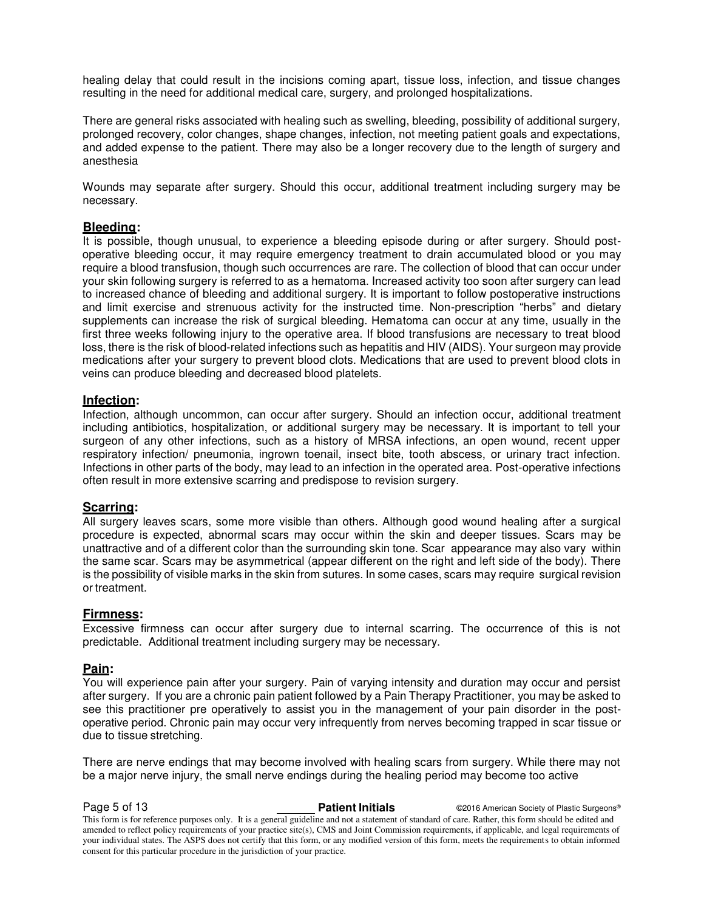healing delay that could result in the incisions coming apart, tissue loss, infection, and tissue changes resulting in the need for additional medical care, surgery, and prolonged hospitalizations.

There are general risks associated with healing such as swelling, bleeding, possibility of additional surgery, prolonged recovery, color changes, shape changes, infection, not meeting patient goals and expectations, and added expense to the patient. There may also be a longer recovery due to the length of surgery and anesthesia

Wounds may separate after surgery. Should this occur, additional treatment including surgery may be necessary.

**Bleeding:**
It is possible, though unusual, to experience a bleeding episode during or after surgery. Should post-operative bleeding occur, it may require emergency treatment to drain accumulated blood or you may require a blood transfusion, though such occurrences are rare. The collection of blood that can occur under your skin following surgery is referred to as a hematoma. Increased activity too soon after surgery can lead to increased chance of bleeding and additional surgery. It is important to follow postoperative instructions and limit exercise and strenuous activity for the instructed time. Non-prescription "herbs" and dietary supplements can increase the risk of surgical bleeding. Hematoma can occur at any time, usually in the first three weeks following injury to the operative area. If blood transfusions are necessary to treat blood loss, there is the risk of blood-related infections such as hepatitis and HIV (AIDS). Your surgeon may provide medications after your surgery to prevent blood clots. Medications that are used to prevent blood clots in veins can produce bleeding and decreased blood platelets.

**Infection:**
Infection, although uncommon, can occur after surgery. Should an infection occur, additional treatment including antibiotics, hospitalization, or additional surgery may be necessary. It is important to tell your surgeon of any other infections, such as a history of MRSA infections, an open wound, recent upper respiratory infection/ pneumonia, ingrown toenail, insect bite, tooth abscess, or urinary tract infection. Infections in other parts of the body, may lead to an infection in the operated area. Post-operative infections often result in more extensive scarring and predispose to revision surgery.

**Scarring:**
All surgery leaves scars, some more visible than others. Although good wound healing after a surgical procedure is expected, abnormal scars may occur within the skin and deeper tissues. Scars may be unattractive and of a different color than the surrounding skin tone. Scar appearance may also vary within the same scar. Scars may be asymmetrical (appear different on the right and left side of the body). There is the possibility of visible marks in the skin from sutures. In some cases, scars may require surgical revision or treatment.

**Firmness:**
Excessive firmness can occur after surgery due to internal scarring. The occurrence of this is not predictable. Additional treatment including surgery may be necessary.

**Pain:**
You will experience pain after your surgery. Pain of varying intensity and duration may occur and persist after surgery. If you are a chronic pain patient followed by a Pain Therapy Practitioner, you may be asked to see this practitioner pre operatively to assist you in the management of your pain disorder in the post-operative period. Chronic pain may occur very infrequently from nerves becoming trapped in scar tissue or due to tissue stretching.

There are nerve endings that may become involved with healing scars from surgery. While there may not be a major nerve injury, the small nerve endings during the healing period may become too active

______ **Patient Initials** ©2016 American Society of Plastic Surgeons®

This form is for reference purposes only. It is a general guideline and not a statement of standard of care. Rather, this form should be edited and amended to reflect policy requirements of your practice site(s), CMS and Joint Commission requirements, if applicable, and legal requirements of your individual states. The ASPS does not certify that this form, or any modified version of this form, meets the requirements to obtain informed consent for this particular procedure in the jurisdiction of your practice.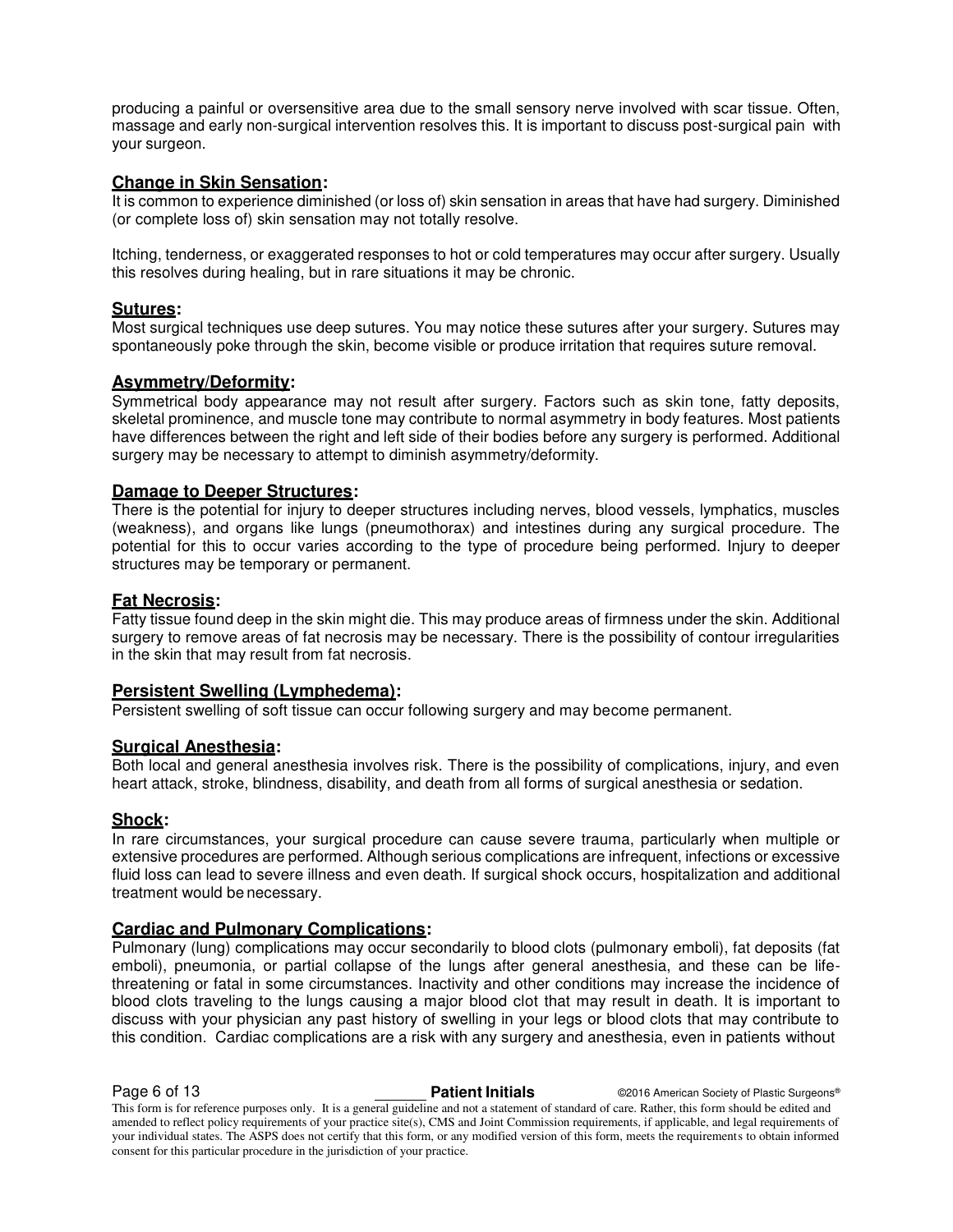producing a painful or oversensitive area due to the small sensory nerve involved with scar tissue. Often, massage and early non-surgical intervention resolves this. It is important to discuss post-surgical pain with your surgeon.

### Change in Skin Sensation:

It is common to experience diminished (or loss of) skin sensation in areas that have had surgery. Diminished (or complete loss of) skin sensation may not totally resolve.

Itching, tenderness, or exaggerated responses to hot or cold temperatures may occur after surgery. Usually this resolves during healing, but in rare situations it may be chronic.

### Sutures:

Most surgical techniques use deep sutures. You may notice these sutures after your surgery. Sutures may spontaneously poke through the skin, become visible or produce irritation that requires suture removal.

### Asymmetry/Deformity:

Symmetrical body appearance may not result after surgery. Factors such as skin tone, fatty deposits, skeletal prominence, and muscle tone may contribute to normal asymmetry in body features. Most patients have differences between the right and left side of their bodies before any surgery is performed. Additional surgery may be necessary to attempt to diminish asymmetry/deformity.

### Damage to Deeper Structures:

There is the potential for injury to deeper structures including nerves, blood vessels, lymphatics, muscles (weakness), and organs like lungs (pneumothorax) and intestines during any surgical procedure. The potential for this to occur varies according to the type of procedure being performed. Injury to deeper structures may be temporary or permanent.

### Fat Necrosis:

Fatty tissue found deep in the skin might die. This may produce areas of firmness under the skin. Additional surgery to remove areas of fat necrosis may be necessary. There is the possibility of contour irregularities in the skin that may result from fat necrosis.

### Persistent Swelling (Lymphedema):

Persistent swelling of soft tissue can occur following surgery and may become permanent.

### Surgical Anesthesia:

Both local and general anesthesia involves risk. There is the possibility of complications, injury, and even heart attack, stroke, blindness, disability, and death from all forms of surgical anesthesia or sedation.

### Shock:

In rare circumstances, your surgical procedure can cause severe trauma, particularly when multiple or extensive procedures are performed. Although serious complications are infrequent, infections or excessive fluid loss can lead to severe illness and even death. If surgical shock occurs, hospitalization and additional treatment would be necessary.

### Cardiac and Pulmonary Complications:

Pulmonary (lung) complications may occur secondarily to blood clots (pulmonary emboli), fat deposits (fat emboli), pneumonia, or partial collapse of the lungs after general anesthesia, and these can be life-threatening or fatal in some circumstances. Inactivity and other conditions may increase the incidence of blood clots traveling to the lungs causing a major blood clot that may result in death. It is important to discuss with your physician any past history of swelling in your legs or blood clots that may contribute to this condition. Cardiac complications are a risk with any surgery and anesthesia, even in patients without

______ **Patient Initials**

This form is for reference purposes only. It is a general guideline and not a statement of standard of care. Rather, this form should be edited and amended to reflect policy requirements of your practice site(s), CMS and Joint Commission requirements, if applicable, and legal requirements of your individual states. The ASPS does not certify that this form, or any modified version of this form, meets the requirements to obtain informed consent for this particular procedure in the jurisdiction of your practice.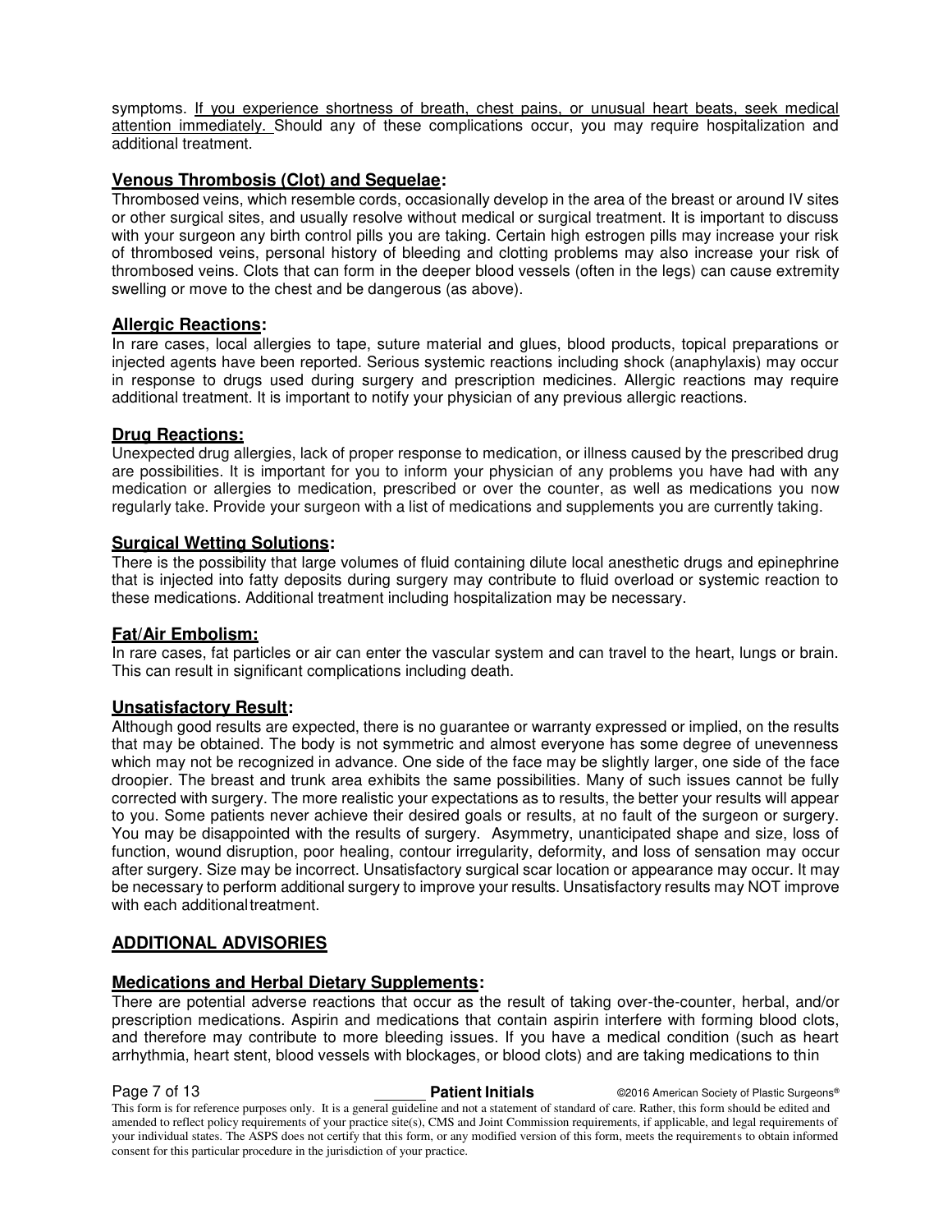symptoms. <u>If you experience shortness of breath, chest pains, or unusual heart beats, seek medical attention immediately.</u> Should any of these complications occur, you may require hospitalization and additional treatment.

## Venous Thrombosis (Clot) and Sequelae:

Thrombosed veins, which resemble cords, occasionally develop in the area of the breast or around IV sites or other surgical sites, and usually resolve without medical or surgical treatment. It is important to discuss with your surgeon any birth control pills you are taking. Certain high estrogen pills may increase your risk of thrombosed veins, personal history of bleeding and clotting problems may also increase your risk of thrombosed veins. Clots that can form in the deeper blood vessels (often in the legs) can cause extremity swelling or move to the chest and be dangerous (as above).

## Allergic Reactions:

In rare cases, local allergies to tape, suture material and glues, blood products, topical preparations or injected agents have been reported. Serious systemic reactions including shock (anaphylaxis) may occur in response to drugs used during surgery and prescription medicines. Allergic reactions may require additional treatment. It is important to notify your physician of any previous allergic reactions.

## Drug Reactions:

Unexpected drug allergies, lack of proper response to medication, or illness caused by the prescribed drug are possibilities. It is important for you to inform your physician of any problems you have had with any medication or allergies to medication, prescribed or over the counter, as well as medications you now regularly take. Provide your surgeon with a list of medications and supplements you are currently taking.

## Surgical Wetting Solutions:

There is the possibility that large volumes of fluid containing dilute local anesthetic drugs and epinephrine that is injected into fatty deposits during surgery may contribute to fluid overload or systemic reaction to these medications. Additional treatment including hospitalization may be necessary.

## Fat/Air Embolism:

In rare cases, fat particles or air can enter the vascular system and can travel to the heart, lungs or brain. This can result in significant complications including death.

## Unsatisfactory Result:

Although good results are expected, there is no guarantee or warranty expressed or implied, on the results that may be obtained. The body is not symmetric and almost everyone has some degree of unevenness which may not be recognized in advance. One side of the face may be slightly larger, one side of the face droopier. The breast and trunk area exhibits the same possibilities. Many of such issues cannot be fully corrected with surgery. The more realistic your expectations as to results, the better your results will appear to you. Some patients never achieve their desired goals or results, at no fault of the surgeon or surgery. You may be disappointed with the results of surgery. Asymmetry, unanticipated shape and size, loss of function, wound disruption, poor healing, contour irregularity, deformity, and loss of sensation may occur after surgery. Size may be incorrect. Unsatisfactory surgical scar location or appearance may occur. It may be necessary to perform additional surgery to improve your results. Unsatisfactory results may NOT improve with each additional treatment.

# ADDITIONAL ADVISORIES

## Medications and Herbal Dietary Supplements:

There are potential adverse reactions that occur as the result of taking over-the-counter, herbal, and/or prescription medications. Aspirin and medications that contain aspirin interfere with forming blood clots, and therefore may contribute to more bleeding issues. If you have a medical condition (such as heart arrhythmia, heart stent, blood vessels with blockages, or blood clots) and are taking medications to thin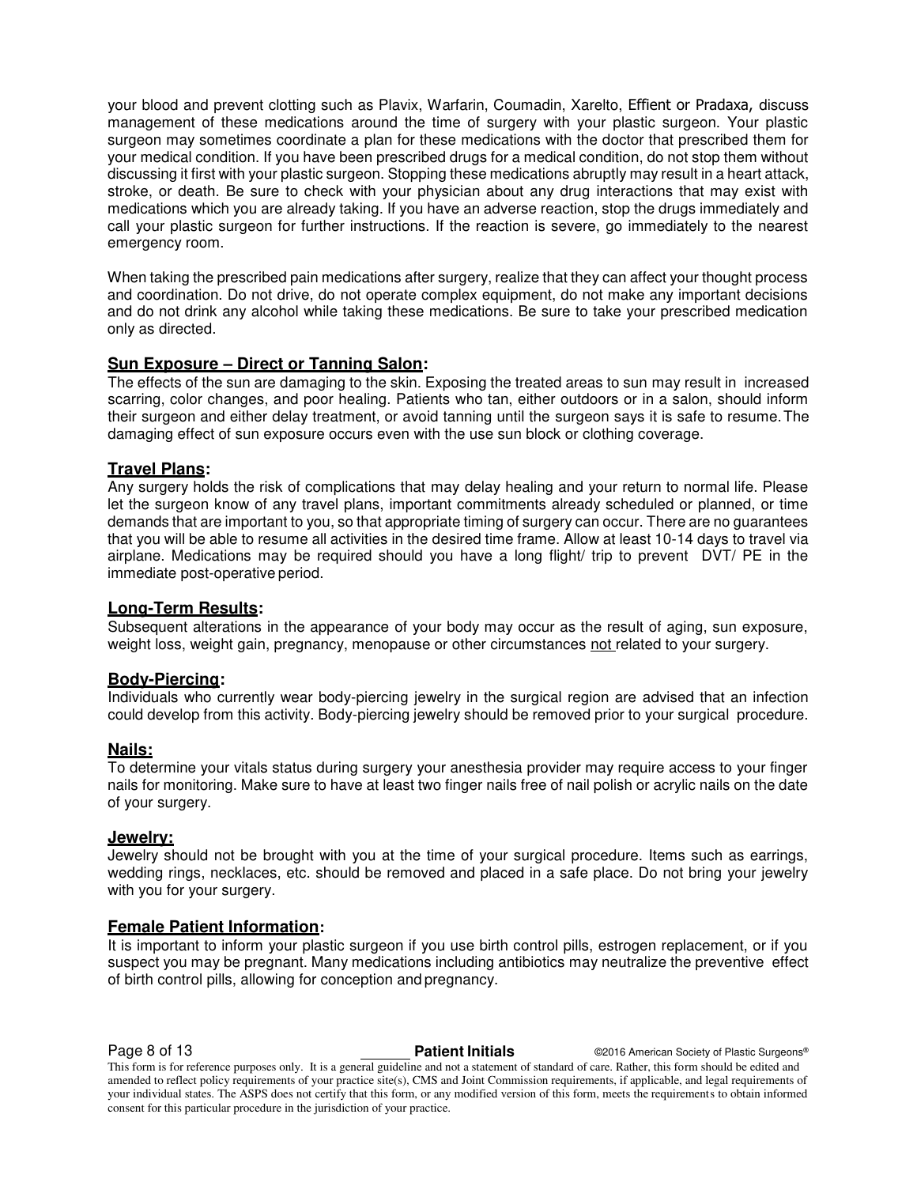your blood and prevent clotting such as Plavix, Warfarin, Coumadin, Xarelto, Effient or Pradaxa, discuss management of these medications around the time of surgery with your plastic surgeon. Your plastic surgeon may sometimes coordinate a plan for these medications with the doctor that prescribed them for your medical condition. If you have been prescribed drugs for a medical condition, do not stop them without discussing it first with your plastic surgeon. Stopping these medications abruptly may result in a heart attack, stroke, or death. Be sure to check with your physician about any drug interactions that may exist with medications which you are already taking. If you have an adverse reaction, stop the drugs immediately and call your plastic surgeon for further instructions. If the reaction is severe, go immediately to the nearest emergency room.

When taking the prescribed pain medications after surgery, realize that they can affect your thought process and coordination. Do not drive, do not operate complex equipment, do not make any important decisions and do not drink any alcohol while taking these medications. Be sure to take your prescribed medication only as directed.

### Sun Exposure – Direct or Tanning Salon:

The effects of the sun are damaging to the skin. Exposing the treated areas to sun may result in increased scarring, color changes, and poor healing. Patients who tan, either outdoors or in a salon, should inform their surgeon and either delay treatment, or avoid tanning until the surgeon says it is safe to resume. The damaging effect of sun exposure occurs even with the use sun block or clothing coverage.

### Travel Plans:

Any surgery holds the risk of complications that may delay healing and your return to normal life. Please let the surgeon know of any travel plans, important commitments already scheduled or planned, or time demands that are important to you, so that appropriate timing of surgery can occur. There are no guarantees that you will be able to resume all activities in the desired time frame. Allow at least 10-14 days to travel via airplane. Medications may be required should you have a long flight/ trip to prevent DVT/ PE in the immediate post-operative period.

### Long-Term Results:

Subsequent alterations in the appearance of your body may occur as the result of aging, sun exposure, weight loss, weight gain, pregnancy, menopause or other circumstances not related to your surgery.

### Body-Piercing:

Individuals who currently wear body-piercing jewelry in the surgical region are advised that an infection could develop from this activity. Body-piercing jewelry should be removed prior to your surgical procedure.

### Nails:

To determine your vitals status during surgery your anesthesia provider may require access to your finger nails for monitoring. Make sure to have at least two finger nails free of nail polish or acrylic nails on the date of your surgery.

### Jewelry:

Jewelry should not be brought with you at the time of your surgical procedure. Items such as earrings, wedding rings, necklaces, etc. should be removed and placed in a safe place. Do not bring your jewelry with you for your surgery.

### Female Patient Information:

It is important to inform your plastic surgeon if you use birth control pills, estrogen replacement, or if you suspect you may be pregnant. Many medications including antibiotics may neutralize the preventive effect of birth control pills, allowing for conception and pregnancy.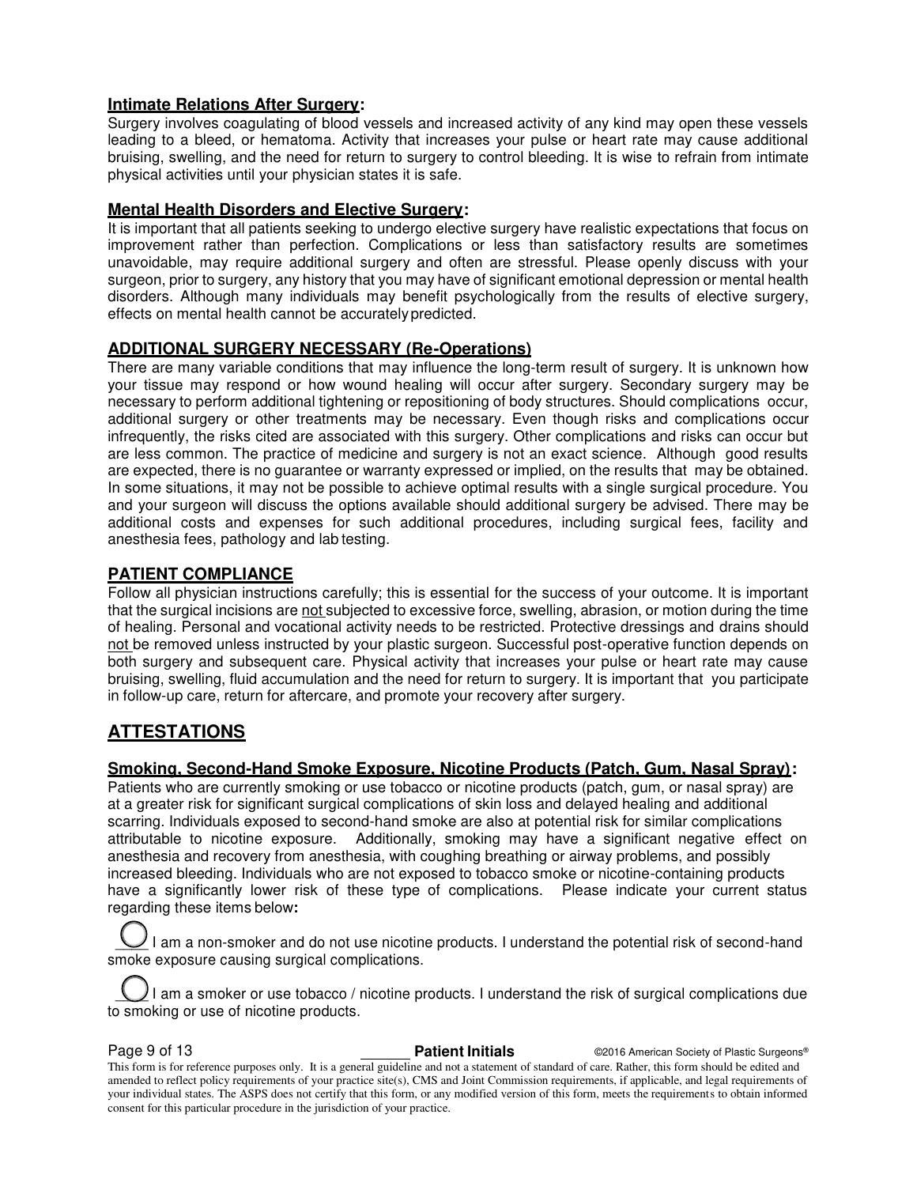### **Intimate Relations After Surgery:**

Surgery involves coagulating of blood vessels and increased activity of any kind may open these vessels leading to a bleed, or hematoma. Activity that increases your pulse or heart rate may cause additional bruising, swelling, and the need for return to surgery to control bleeding. It is wise to refrain from intimate physical activities until your physician states it is safe.

### **Mental Health Disorders and Elective Surgery:**

It is important that all patients seeking to undergo elective surgery have realistic expectations that focus on improvement rather than perfection. Complications or less than satisfactory results are sometimes unavoidable, may require additional surgery and often are stressful. Please openly discuss with your surgeon, prior to surgery, any history that you may have of significant emotional depression or mental health disorders. Although many individuals may benefit psychologically from the results of elective surgery, effects on mental health cannot be accurately predicted.

### **ADDITIONAL SURGERY NECESSARY (Re-Operations)**

There are many variable conditions that may influence the long-term result of surgery. It is unknown how your tissue may respond or how wound healing will occur after surgery. Secondary surgery may be necessary to perform additional tightening or repositioning of body structures. Should complications occur, additional surgery or other treatments may be necessary. Even though risks and complications occur infrequently, the risks cited are associated with this surgery. Other complications and risks can occur but are less common. The practice of medicine and surgery is not an exact science. Although good results are expected, there is no guarantee or warranty expressed or implied, on the results that may be obtained. In some situations, it may not be possible to achieve optimal results with a single surgical procedure. You and your surgeon will discuss the options available should additional surgery be advised. There may be additional costs and expenses for such additional procedures, including surgical fees, facility and anesthesia fees, pathology and lab testing.

### **PATIENT COMPLIANCE**

Follow all physician instructions carefully; this is essential for the success of your outcome. It is important that the surgical incisions are not subjected to excessive force, swelling, abrasion, or motion during the time of healing. Personal and vocational activity needs to be restricted. Protective dressings and drains should not be removed unless instructed by your plastic surgeon. Successful post-operative function depends on both surgery and subsequent care. Physical activity that increases your pulse or heart rate may cause bruising, swelling, fluid accumulation and the need for return to surgery. It is important that you participate in follow-up care, return for aftercare, and promote your recovery after surgery.

## **ATTESTATIONS**

### **Smoking, Second-Hand Smoke Exposure, Nicotine Products (Patch, Gum, Nasal Spray):**

Patients who are currently smoking or use tobacco or nicotine products (patch, gum, or nasal spray) are at a greater risk for significant surgical complications of skin loss and delayed healing and additional scarring. Individuals exposed to second-hand smoke are also at potential risk for similar complications attributable to nicotine exposure. Additionally, smoking may have a significant negative effect on anesthesia and recovery from anesthesia, with coughing breathing or airway problems, and possibly increased bleeding. Individuals who are not exposed to tobacco smoke or nicotine-containing products have a significantly lower risk of these type of complications. Please indicate your current status regarding these items below**:**

○ I am a non-smoker and do not use nicotine products. I understand the potential risk of second-hand smoke exposure causing surgical complications.

○ I am a smoker or use tobacco / nicotine products. I understand the risk of surgical complications due to smoking or use of nicotine products.

\_\_\_\_\_\_ **Patient Initials** ©2016 American Society of Plastic Surgeons®

This form is for reference purposes only. It is a general guideline and not a statement of standard of care. Rather, this form should be edited and amended to reflect policy requirements of your practice site(s), CMS and Joint Commission requirements, if applicable, and legal requirements of your individual states. The ASPS does not certify that this form, or any modified version of this form, meets the requirements to obtain informed consent for this particular procedure in the jurisdiction of your practice.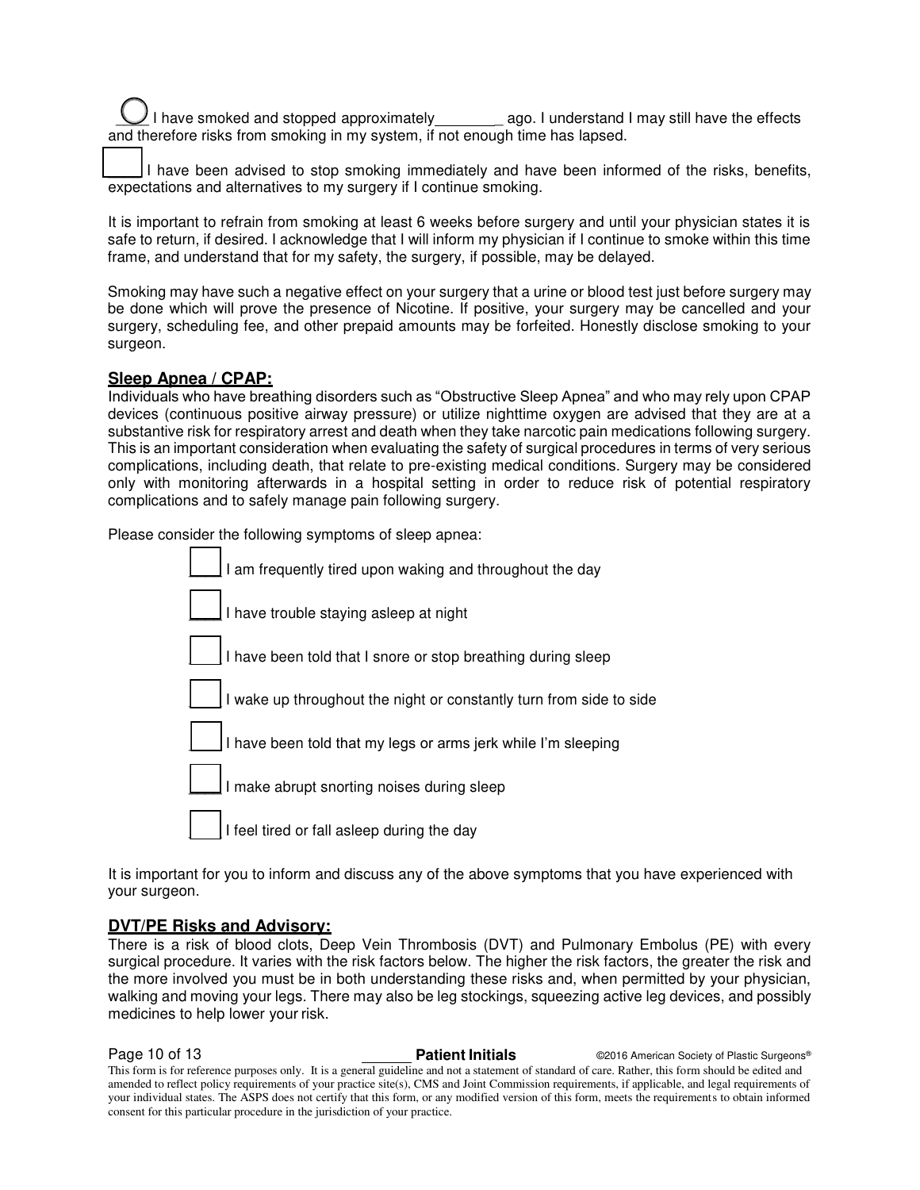____ I have smoked and stopped approximately________ ago. I understand I may still have the effects and therefore risks from smoking in my system, if not enough time has lapsed.

____ I have been advised to stop smoking immediately and have been informed of the risks, benefits, expectations and alternatives to my surgery if I continue smoking.

It is important to refrain from smoking at least 6 weeks before surgery and until your physician states it is safe to return, if desired. I acknowledge that I will inform my physician if I continue to smoke within this time frame, and understand that for my safety, the surgery, if possible, may be delayed.

Smoking may have such a negative effect on your surgery that a urine or blood test just before surgery may be done which will prove the presence of Nicotine. If positive, your surgery may be cancelled and your surgery, scheduling fee, and other prepaid amounts may be forfeited. Honestly disclose smoking to your surgeon.

## Sleep Apnea / CPAP:

Individuals who have breathing disorders such as "Obstructive Sleep Apnea" and who may rely upon CPAP devices (continuous positive airway pressure) or utilize nighttime oxygen are advised that they are at a substantive risk for respiratory arrest and death when they take narcotic pain medications following surgery. This is an important consideration when evaluating the safety of surgical procedures in terms of very serious complications, including death, that relate to pre-existing medical conditions. Surgery may be considered only with monitoring afterwards in a hospital setting in order to reduce risk of potential respiratory complications and to safely manage pain following surgery.

Please consider the following symptoms of sleep apnea:

- ____ I am frequently tired upon waking and throughout the day
- ____ I have trouble staying asleep at night
- ____ I have been told that I snore or stop breathing during sleep
- ____ I wake up throughout the night or constantly turn from side to side
- ____ I have been told that my legs or arms jerk while I'm sleeping
- ____ I make abrupt snorting noises during sleep
- ____ I feel tired or fall asleep during the day

It is important for you to inform and discuss any of the above symptoms that you have experienced with your surgeon.

## DVT/PE Risks and Advisory:

There is a risk of blood clots, Deep Vein Thrombosis (DVT) and Pulmonary Embolus (PE) with every surgical procedure. It varies with the risk factors below. The higher the risk factors, the greater the risk and the more involved you must be in both understanding these risks and, when permitted by your physician, walking and moving your legs. There may also be leg stockings, squeezing active leg devices, and possibly medicines to help lower your risk.

_______ **Patient Initials**

This form is for reference purposes only. It is a general guideline and not a statement of standard of care. Rather, this form should be edited and amended to reflect policy requirements of your practice site(s), CMS and Joint Commission requirements, if applicable, and legal requirements of your individual states. The ASPS does not certify that this form, or any modified version of this form, meets the requirements to obtain informed consent for this particular procedure in the jurisdiction of your practice.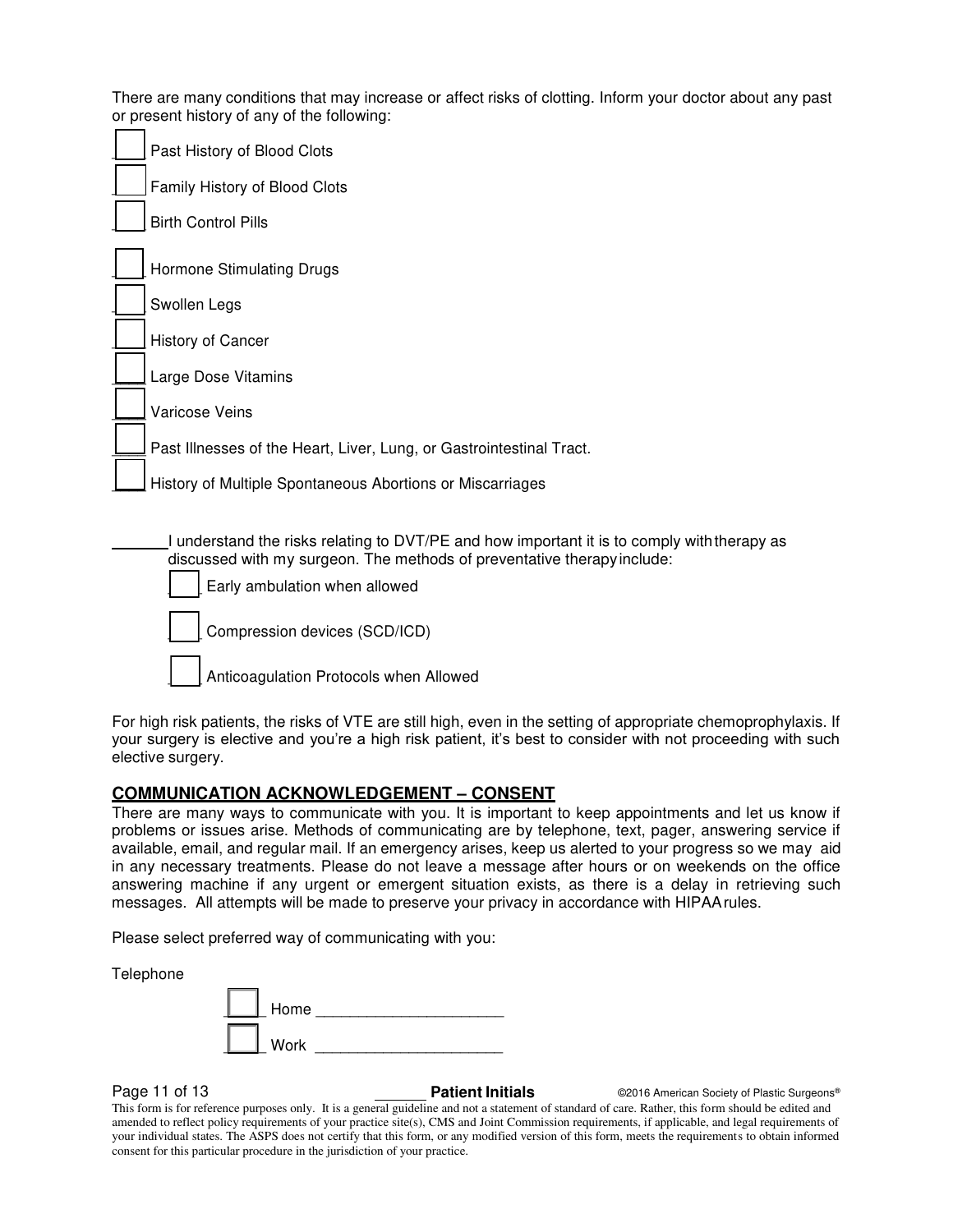There are many conditions that may increase or affect risks of clotting. Inform your doctor about any past or present history of any of the following:

- [ ] Past History of Blood Clots
- [ ] Family History of Blood Clots
- [ ] Birth Control Pills
- [ ] Hormone Stimulating Drugs
- [ ] Swollen Legs
- [ ] History of Cancer
- [ ] Large Dose Vitamins
- [ ] Varicose Veins
- [ ] Past Illnesses of the Heart, Liver, Lung, or Gastrointestinal Tract.
- [ ] History of Multiple Spontaneous Abortions or Miscarriages

_______ I understand the risks relating to DVT/PE and how important it is to comply with therapy as discussed with my surgeon. The methods of preventative therapy include:

- [ ] Early ambulation when allowed
- [ ] Compression devices (SCD/ICD)
- [ ] Anticoagulation Protocols when Allowed

For high risk patients, the risks of VTE are still high, even in the setting of appropriate chemoprophylaxis. If your surgery is elective and you're a high risk patient, it's best to consider with not proceeding with such elective surgery.

## COMMUNICATION ACKNOWLEDGEMENT – CONSENT

There are many ways to communicate with you. It is important to keep appointments and let us know if problems or issues arise. Methods of communicating are by telephone, text, pager, answering service if available, email, and regular mail. If an emergency arises, keep us alerted to your progress so we may aid in any necessary treatments. Please do not leave a message after hours or on weekends on the office answering machine if any urgent or emergent situation exists, as there is a delay in retrieving such messages. All attempts will be made to preserve your privacy in accordance with HIPAA rules.

Please select preferred way of communicating with you:

Telephone

- [ ] Home ______________________
- [ ] Work ______________________

_______ **Patient Initials**

This form is for reference purposes only. It is a general guideline and not a statement of standard of care. Rather, this form should be edited and amended to reflect policy requirements of your practice site(s), CMS and Joint Commission requirements, if applicable, and legal requirements of your individual states. The ASPS does not certify that this form, or any modified version of this form, meets the requirements to obtain informed consent for this particular procedure in the jurisdiction of your practice.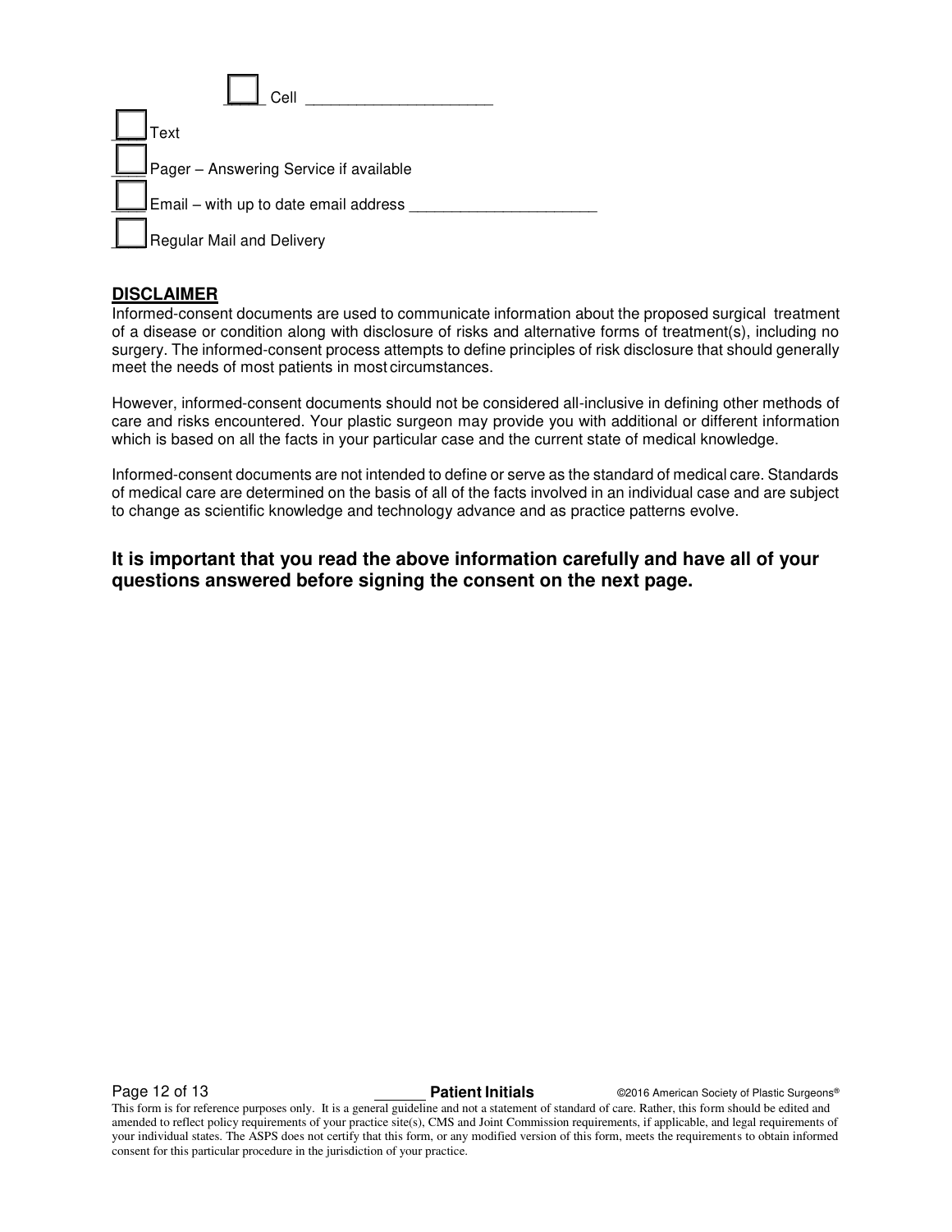- [ ] Cell ______________________
- [ ] Text
- [ ] Pager – Answering Service if available
- [ ] Email – with up to date email address ______________________
- [ ] Regular Mail and Delivery

## DISCLAIMER

Informed-consent documents are used to communicate information about the proposed surgical treatment of a disease or condition along with disclosure of risks and alternative forms of treatment(s), including no surgery. The informed-consent process attempts to define principles of risk disclosure that should generally meet the needs of most patients in most circumstances.

However, informed-consent documents should not be considered all-inclusive in defining other methods of care and risks encountered. Your plastic surgeon may provide you with additional or different information which is based on all the facts in your particular case and the current state of medical knowledge.

Informed-consent documents are not intended to define or serve as the standard of medical care. Standards of medical care are determined on the basis of all of the facts involved in an individual case and are subject to change as scientific knowledge and technology advance and as practice patterns evolve.

**It is important that you read the above information carefully and have all of your questions answered before signing the consent on the next page.**

______ **Patient Initials**

This form is for reference purposes only. It is a general guideline and not a statement of standard of care. Rather, this form should be edited and amended to reflect policy requirements of your practice site(s), CMS and Joint Commission requirements, if applicable, and legal requirements of your individual states. The ASPS does not certify that this form, or any modified version of this form, meets the requirements to obtain informed consent for this particular procedure in the jurisdiction of your practice.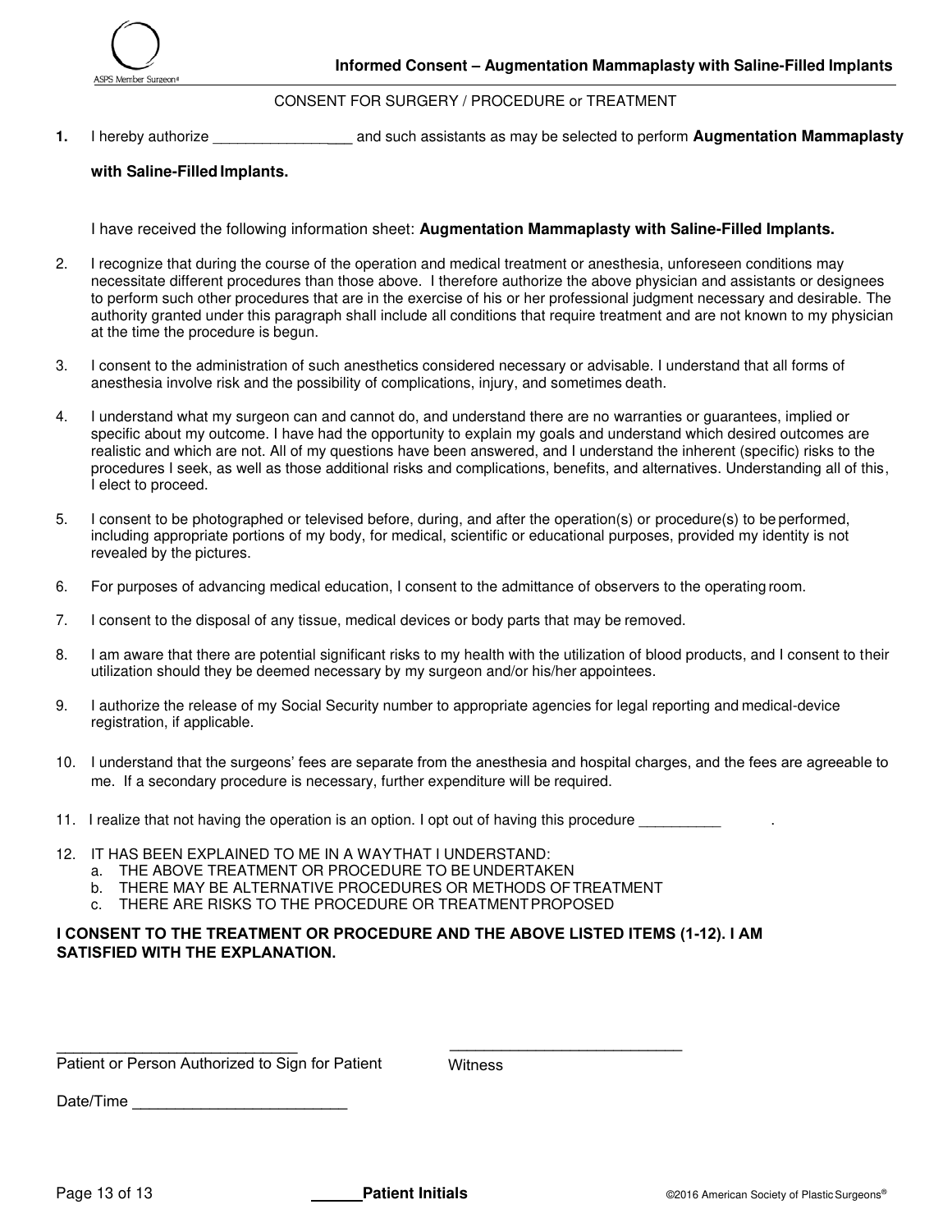## Informed Consent – Augmentation Mammaplasty with Saline-Filled Implants

CONSENT FOR SURGERY / PROCEDURE or TREATMENT

1. I hereby authorize ____________________ and such assistants as may be selected to perform **Augmentation Mammaplasty with Saline-Filled Implants.**

   I have received the following information sheet: **Augmentation Mammaplasty with Saline-Filled Implants.**

2. I recognize that during the course of the operation and medical treatment or anesthesia, unforeseen conditions may necessitate different procedures than those above. I therefore authorize the above physician and assistants or designees to perform such other procedures that are in the exercise of his or her professional judgment necessary and desirable. The authority granted under this paragraph shall include all conditions that require treatment and are not known to my physician at the time the procedure is begun.

3. I consent to the administration of such anesthetics considered necessary or advisable. I understand that all forms of anesthesia involve risk and the possibility of complications, injury, and sometimes death.

4. I understand what my surgeon can and cannot do, and understand there are no warranties or guarantees, implied or specific about my outcome. I have had the opportunity to explain my goals and understand which desired outcomes are realistic and which are not. All of my questions have been answered, and I understand the inherent (specific) risks to the procedures I seek, as well as those additional risks and complications, benefits, and alternatives. Understanding all of this, I elect to proceed.

5. I consent to be photographed or televised before, during, and after the operation(s) or procedure(s) to be performed, including appropriate portions of my body, for medical, scientific or educational purposes, provided my identity is not revealed by the pictures.

6. For purposes of advancing medical education, I consent to the admittance of observers to the operating room.

7. I consent to the disposal of any tissue, medical devices or body parts that may be removed.

8. I am aware that there are potential significant risks to my health with the utilization of blood products, and I consent to their utilization should they be deemed necessary by my surgeon and/or his/her appointees.

9. I authorize the release of my Social Security number to appropriate agencies for legal reporting and medical-device registration, if applicable.

10. I understand that the surgeons' fees are separate from the anesthesia and hospital charges, and the fees are agreeable to me. If a secondary procedure is necessary, further expenditure will be required.

11. I realize that not having the operation is an option. I opt out of having this procedure __________.

12. IT HAS BEEN EXPLAINED TO ME IN A WAY THAT I UNDERSTAND:
    a. THE ABOVE TREATMENT OR PROCEDURE TO BE UNDERTAKEN
    b. THERE MAY BE ALTERNATIVE PROCEDURES OR METHODS OF TREATMENT
    c. THERE ARE RISKS TO THE PROCEDURE OR TREATMENT PROPOSED

**I CONSENT TO THE TREATMENT OR PROCEDURE AND THE ABOVE LISTED ITEMS (1-12). I AM SATISFIED WITH THE EXPLANATION.**

_____________________________ Patient or Person Authorized to Sign for Patient

_____________________________ Witness

Date/Time _________________________

______ **Patient Initials**